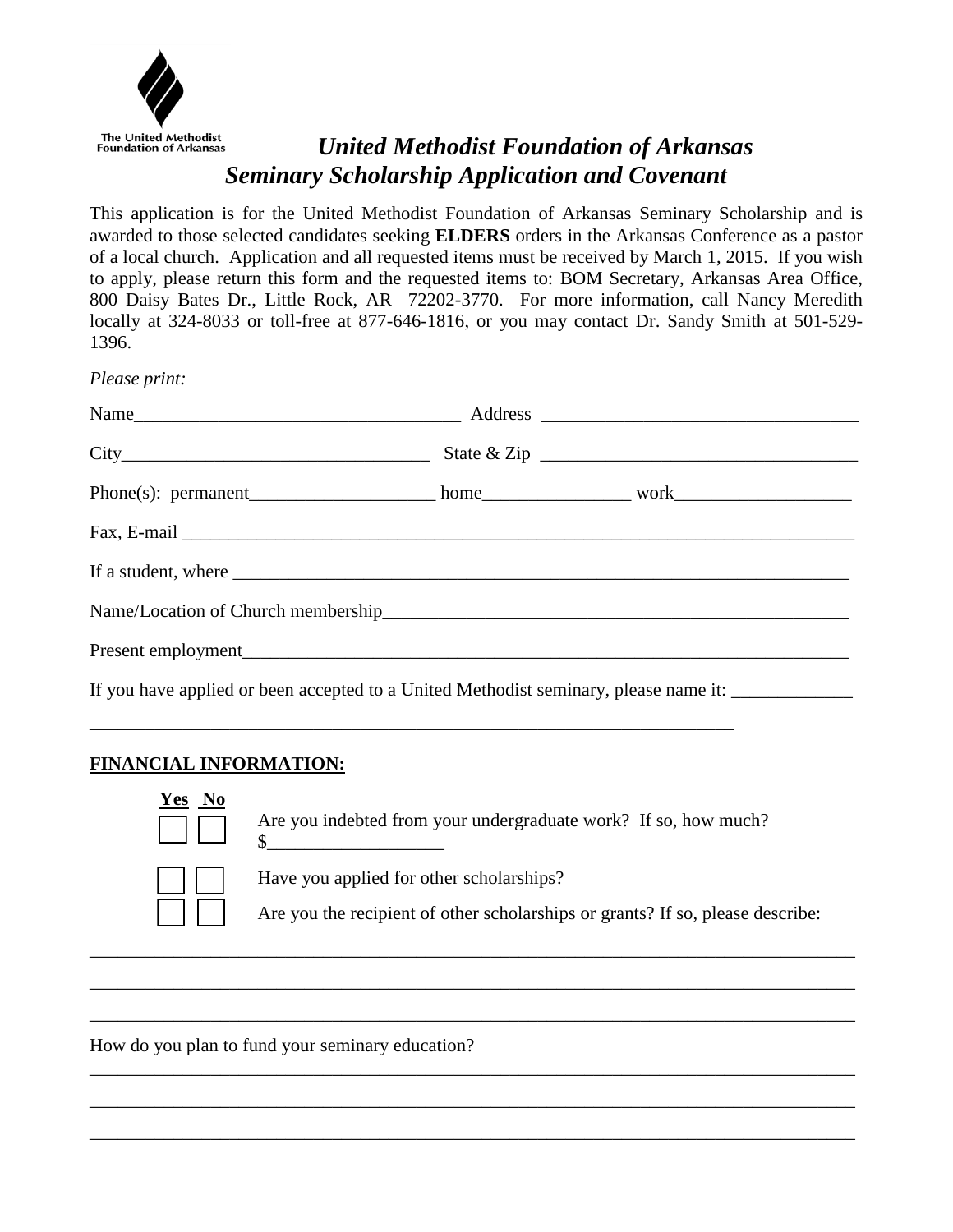The United Methodist Foundation of Arkansas

# *United Methodist Foundation of Arkansas*
## *Seminary Scholarship Application and Covenant*

This application is for the United Methodist Foundation of Arkansas Seminary Scholarship and is awarded to those selected candidates seeking **ELDERS** orders in the Arkansas Conference as a pastor of a local church. Application and all requested items must be received by March 1, 2015. If you wish to apply, please return this form and the requested items to: BOM Secretary, Arkansas Area Office, 800 Daisy Bates Dr., Little Rock, AR 72202-3770. For more information, call Nancy Meredith locally at 324-8033 or toll-free at 877-646-1816, or you may contact Dr. Sandy Smith at 501-529-1396.

*Please print:*

Name___________________________________ Address _________________________________

City_________________________________ State & Zip __________________________________

Phone(s): permanent___________________ home_______________ work__________________

Fax, E-mail ___________________________________________________________________

If a student, where ______________________________________________________________

Name/Location of Church membership_______________________________________________

Present employment_____________________________________________________________

If you have applied or been accepted to a United Methodist seminary, please name it: _____________

______________________________________________________________________

**FINANCIAL INFORMATION:**

| Yes | No | |
|---|---|---|
| ☐ | ☐ | Are you indebted from your undergraduate work? If so, how much? $__________________ |
| ☐ | ☐ | Have you applied for other scholarships? |
| ☐ | ☐ | Are you the recipient of other scholarships or grants? If so, please describe: |

_______________________________________________________________________________

_______________________________________________________________________________

_______________________________________________________________________________

How do you plan to fund your seminary education?

_______________________________________________________________________________

_______________________________________________________________________________

_______________________________________________________________________________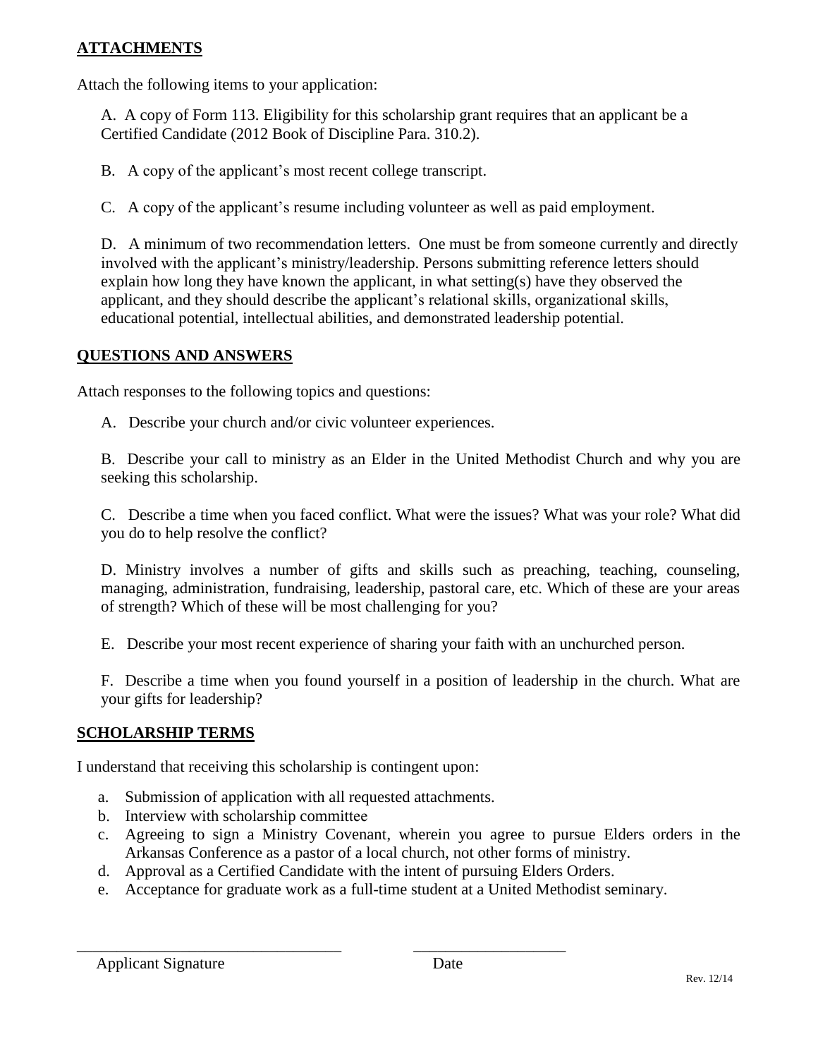## ATTACHMENTS

Attach the following items to your application:

A. A copy of Form 113. Eligibility for this scholarship grant requires that an applicant be a Certified Candidate (2012 Book of Discipline Para. 310.2).

B. A copy of the applicant's most recent college transcript.

C. A copy of the applicant's resume including volunteer as well as paid employment.

D. A minimum of two recommendation letters. One must be from someone currently and directly involved with the applicant's ministry/leadership. Persons submitting reference letters should explain how long they have known the applicant, in what setting(s) have they observed the applicant, and they should describe the applicant's relational skills, organizational skills, educational potential, intellectual abilities, and demonstrated leadership potential.

## QUESTIONS AND ANSWERS

Attach responses to the following topics and questions:

A. Describe your church and/or civic volunteer experiences.

B. Describe your call to ministry as an Elder in the United Methodist Church and why you are seeking this scholarship.

C. Describe a time when you faced conflict. What were the issues? What was your role? What did you do to help resolve the conflict?

D. Ministry involves a number of gifts and skills such as preaching, teaching, counseling, managing, administration, fundraising, leadership, pastoral care, etc. Which of these are your areas of strength? Which of these will be most challenging for you?

E. Describe your most recent experience of sharing your faith with an unchurched person.

F. Describe a time when you found yourself in a position of leadership in the church. What are your gifts for leadership?

## SCHOLARSHIP TERMS

I understand that receiving this scholarship is contingent upon:

a. Submission of application with all requested attachments.
b. Interview with scholarship committee
c. Agreeing to sign a Ministry Covenant, wherein you agree to pursue Elders orders in the Arkansas Conference as a pastor of a local church, not other forms of ministry.
d. Approval as a Certified Candidate with the intent of pursuing Elders Orders.
e. Acceptance for graduate work as a full-time student at a United Methodist seminary.

_________________________________ ___________________

Applicant Signature Date

Rev. 12/14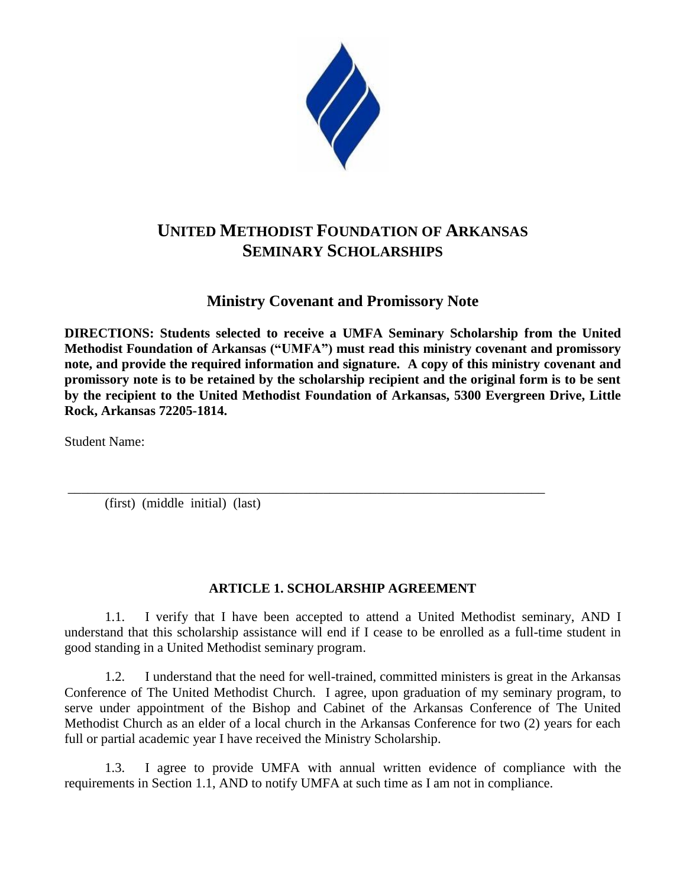# UNITED METHODIST FOUNDATION OF ARKANSAS
# SEMINARY SCHOLARSHIPS

## Ministry Covenant and Promissory Note

**DIRECTIONS: Students selected to receive a UMFA Seminary Scholarship from the United Methodist Foundation of Arkansas ("UMFA") must read this ministry covenant and promissory note, and provide the required information and signature. A copy of this ministry covenant and promissory note is to be retained by the scholarship recipient and the original form is to be sent by the recipient to the United Methodist Foundation of Arkansas, 5300 Evergreen Drive, Little Rock, Arkansas 72205-1814.**

Student Name:

_______________________________________________________________________

(first) (middle initial) (last)

### ARTICLE 1. SCHOLARSHIP AGREEMENT

1.1. I verify that I have been accepted to attend a United Methodist seminary, AND I understand that this scholarship assistance will end if I cease to be enrolled as a full-time student in good standing in a United Methodist seminary program.

1.2. I understand that the need for well-trained, committed ministers is great in the Arkansas Conference of The United Methodist Church. I agree, upon graduation of my seminary program, to serve under appointment of the Bishop and Cabinet of the Arkansas Conference of The United Methodist Church as an elder of a local church in the Arkansas Conference for two (2) years for each full or partial academic year I have received the Ministry Scholarship.

1.3. I agree to provide UMFA with annual written evidence of compliance with the requirements in Section 1.1, AND to notify UMFA at such time as I am not in compliance.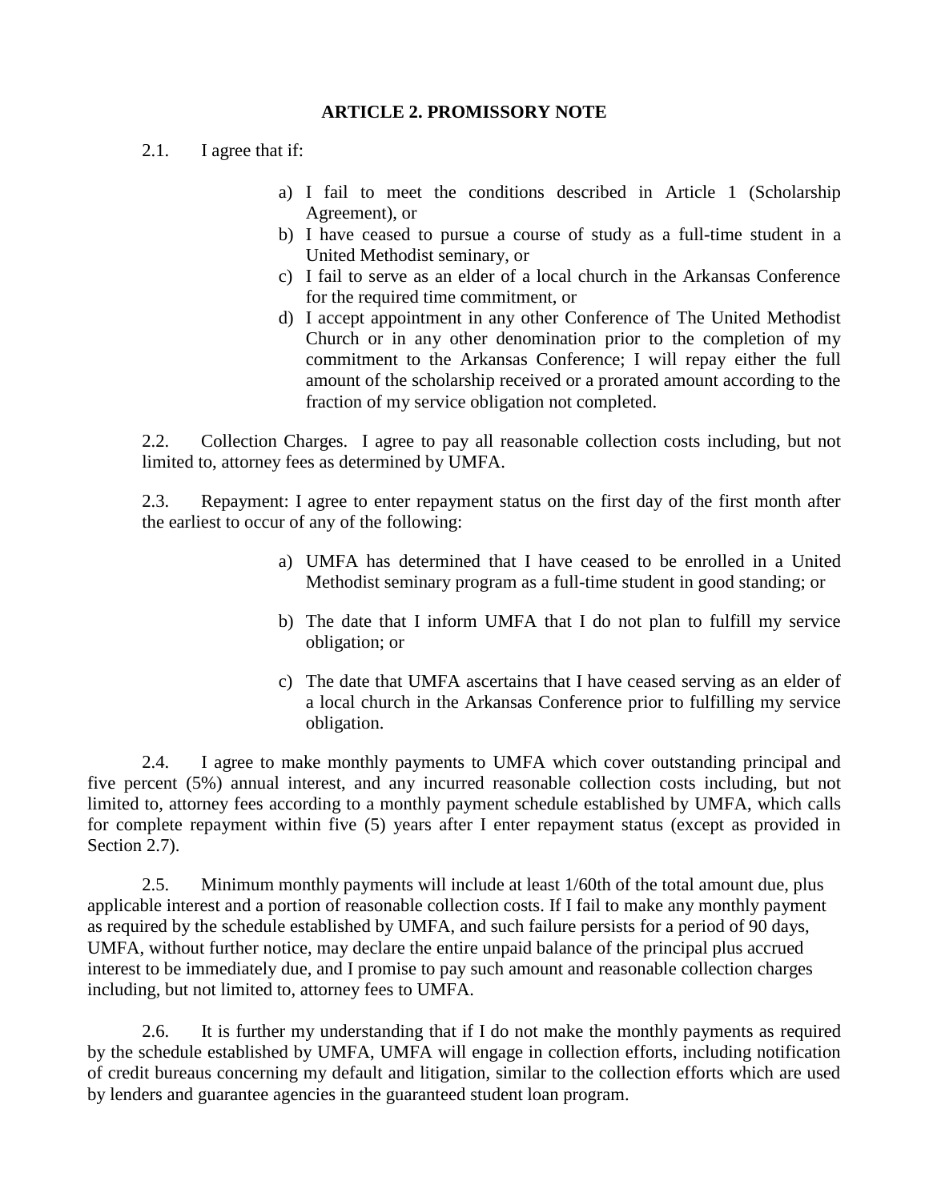**ARTICLE 2. PROMISSORY NOTE**

2.1. I agree that if:

a) I fail to meet the conditions described in Article 1 (Scholarship Agreement), or
b) I have ceased to pursue a course of study as a full-time student in a United Methodist seminary, or
c) I fail to serve as an elder of a local church in the Arkansas Conference for the required time commitment, or
d) I accept appointment in any other Conference of The United Methodist Church or in any other denomination prior to the completion of my commitment to the Arkansas Conference; I will repay either the full amount of the scholarship received or a prorated amount according to the fraction of my service obligation not completed.

2.2. Collection Charges. I agree to pay all reasonable collection costs including, but not limited to, attorney fees as determined by UMFA.

2.3. Repayment: I agree to enter repayment status on the first day of the first month after the earliest to occur of any of the following:

a) UMFA has determined that I have ceased to be enrolled in a United Methodist seminary program as a full-time student in good standing; or

b) The date that I inform UMFA that I do not plan to fulfill my service obligation; or

c) The date that UMFA ascertains that I have ceased serving as an elder of a local church in the Arkansas Conference prior to fulfilling my service obligation.

2.4. I agree to make monthly payments to UMFA which cover outstanding principal and five percent (5%) annual interest, and any incurred reasonable collection costs including, but not limited to, attorney fees according to a monthly payment schedule established by UMFA, which calls for complete repayment within five (5) years after I enter repayment status (except as provided in Section 2.7).

2.5. Minimum monthly payments will include at least 1/60th of the total amount due, plus applicable interest and a portion of reasonable collection costs. If I fail to make any monthly payment as required by the schedule established by UMFA, and such failure persists for a period of 90 days, UMFA, without further notice, may declare the entire unpaid balance of the principal plus accrued interest to be immediately due, and I promise to pay such amount and reasonable collection charges including, but not limited to, attorney fees to UMFA.

2.6. It is further my understanding that if I do not make the monthly payments as required by the schedule established by UMFA, UMFA will engage in collection efforts, including notification of credit bureaus concerning my default and litigation, similar to the collection efforts which are used by lenders and guarantee agencies in the guaranteed student loan program.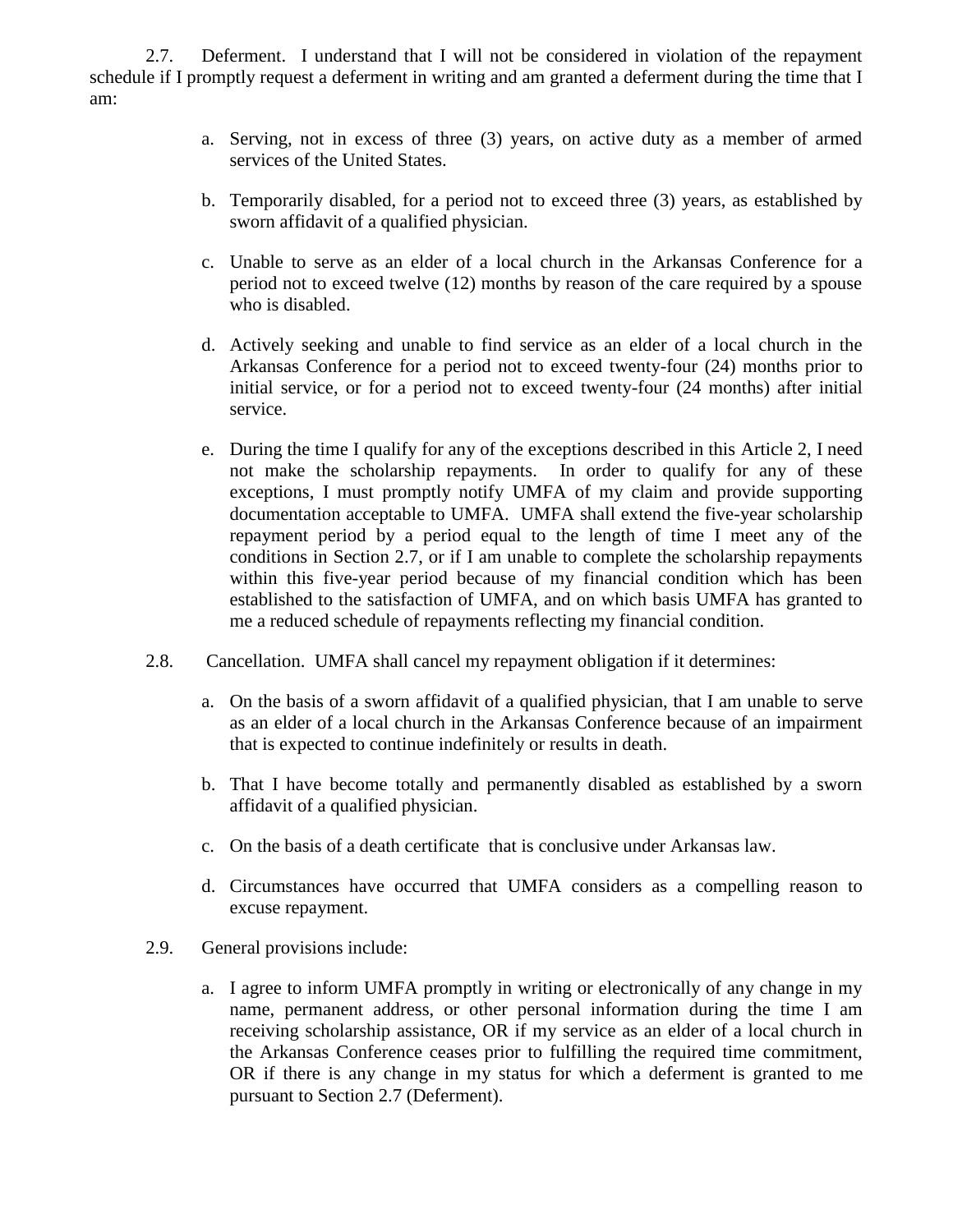2.7. Deferment. I understand that I will not be considered in violation of the repayment schedule if I promptly request a deferment in writing and am granted a deferment during the time that I am:

a. Serving, not in excess of three (3) years, on active duty as a member of armed services of the United States.

b. Temporarily disabled, for a period not to exceed three (3) years, as established by sworn affidavit of a qualified physician.

c. Unable to serve as an elder of a local church in the Arkansas Conference for a period not to exceed twelve (12) months by reason of the care required by a spouse who is disabled.

d. Actively seeking and unable to find service as an elder of a local church in the Arkansas Conference for a period not to exceed twenty-four (24) months prior to initial service, or for a period not to exceed twenty-four (24 months) after initial service.

e. During the time I qualify for any of the exceptions described in this Article 2, I need not make the scholarship repayments. In order to qualify for any of these exceptions, I must promptly notify UMFA of my claim and provide supporting documentation acceptable to UMFA. UMFA shall extend the five-year scholarship repayment period by a period equal to the length of time I meet any of the conditions in Section 2.7, or if I am unable to complete the scholarship repayments within this five-year period because of my financial condition which has been established to the satisfaction of UMFA, and on which basis UMFA has granted to me a reduced schedule of repayments reflecting my financial condition.

2.8. Cancellation. UMFA shall cancel my repayment obligation if it determines:

a. On the basis of a sworn affidavit of a qualified physician, that I am unable to serve as an elder of a local church in the Arkansas Conference because of an impairment that is expected to continue indefinitely or results in death.

b. That I have become totally and permanently disabled as established by a sworn affidavit of a qualified physician.

c. On the basis of a death certificate that is conclusive under Arkansas law.

d. Circumstances have occurred that UMFA considers as a compelling reason to excuse repayment.

2.9. General provisions include:

a. I agree to inform UMFA promptly in writing or electronically of any change in my name, permanent address, or other personal information during the time I am receiving scholarship assistance, OR if my service as an elder of a local church in the Arkansas Conference ceases prior to fulfilling the required time commitment, OR if there is any change in my status for which a deferment is granted to me pursuant to Section 2.7 (Deferment).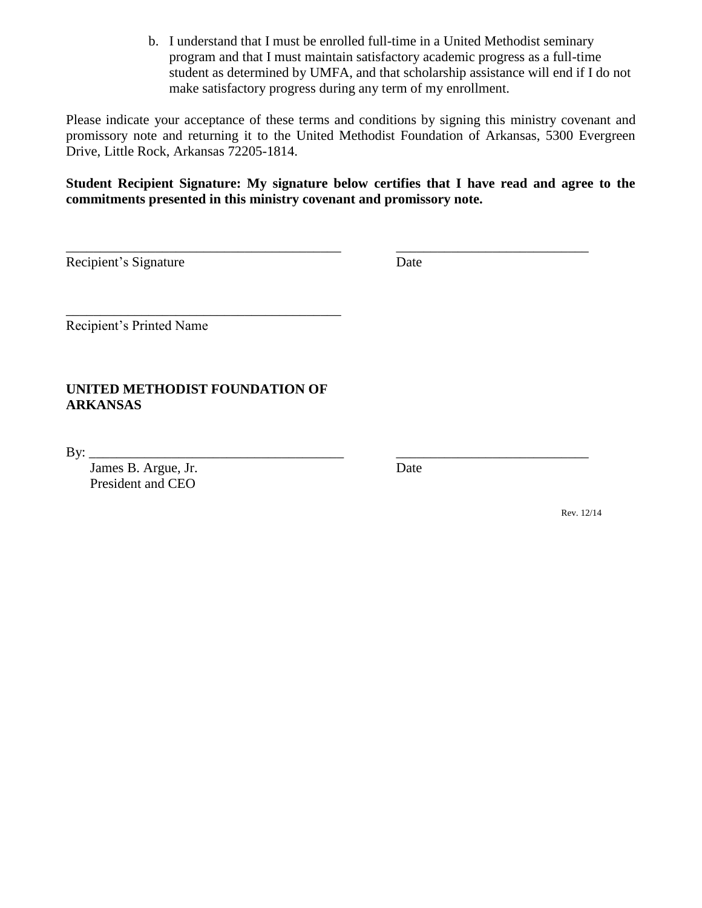b. I understand that I must be enrolled full-time in a United Methodist seminary program and that I must maintain satisfactory academic progress as a full-time student as determined by UMFA, and that scholarship assistance will end if I do not make satisfactory progress during any term of my enrollment.

Please indicate your acceptance of these terms and conditions by signing this ministry covenant and promissory note and returning it to the United Methodist Foundation of Arkansas, 5300 Evergreen Drive, Little Rock, Arkansas 72205-1814.

**Student Recipient Signature: My signature below certifies that I have read and agree to the commitments presented in this ministry covenant and promissory note.**

_________________________________________ _____________________________
Recipient's Signature Date

_________________________________________
Recipient's Printed Name

**UNITED METHODIST FOUNDATION OF ARKANSAS**

By: ______________________________________ _____________________________
James B. Argue, Jr. Date
President and CEO

Rev. 12/14